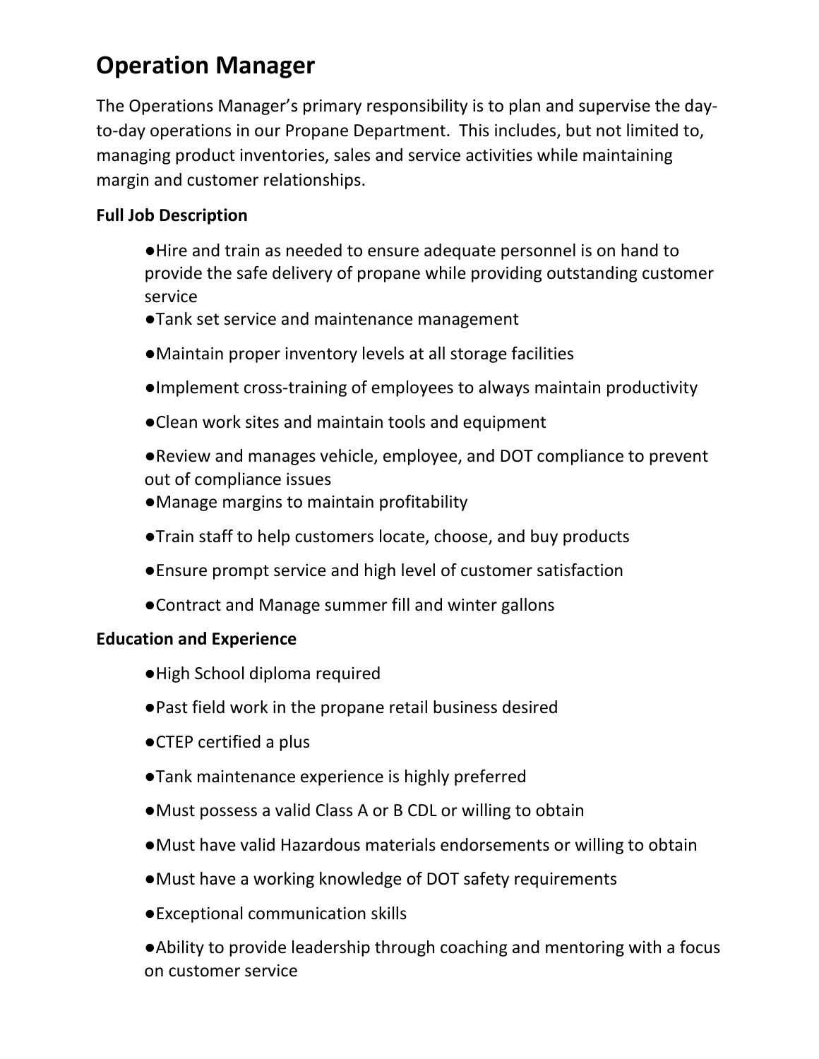# Operation Manager

The Operations Manager's primary responsibility is to plan and supervise the day-to-day operations in our Propane Department. This includes, but not limited to, managing product inventories, sales and service activities while maintaining margin and customer relationships.

**Full Job Description**

- Hire and train as needed to ensure adequate personnel is on hand to provide the safe delivery of propane while providing outstanding customer service
- Tank set service and maintenance management
- Maintain proper inventory levels at all storage facilities
- Implement cross-training of employees to always maintain productivity
- Clean work sites and maintain tools and equipment
- Review and manages vehicle, employee, and DOT compliance to prevent out of compliance issues
- Manage margins to maintain profitability
- Train staff to help customers locate, choose, and buy products
- Ensure prompt service and high level of customer satisfaction
- Contract and Manage summer fill and winter gallons

**Education and Experience**

- High School diploma required
- Past field work in the propane retail business desired
- CTEP certified a plus
- Tank maintenance experience is highly preferred
- Must possess a valid Class A or B CDL or willing to obtain
- Must have valid Hazardous materials endorsements or willing to obtain
- Must have a working knowledge of DOT safety requirements
- Exceptional communication skills
- Ability to provide leadership through coaching and mentoring with a focus on customer service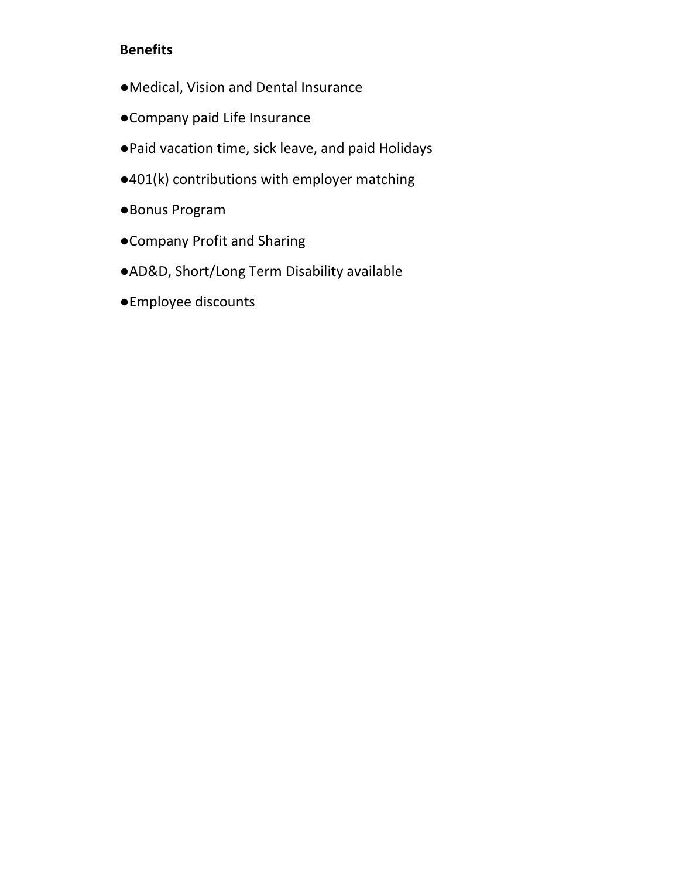**Benefits**

- Medical, Vision and Dental Insurance
- Company paid Life Insurance
- Paid vacation time, sick leave, and paid Holidays
- 401(k) contributions with employer matching
- Bonus Program
- Company Profit and Sharing
- AD&D, Short/Long Term Disability available
- Employee discounts